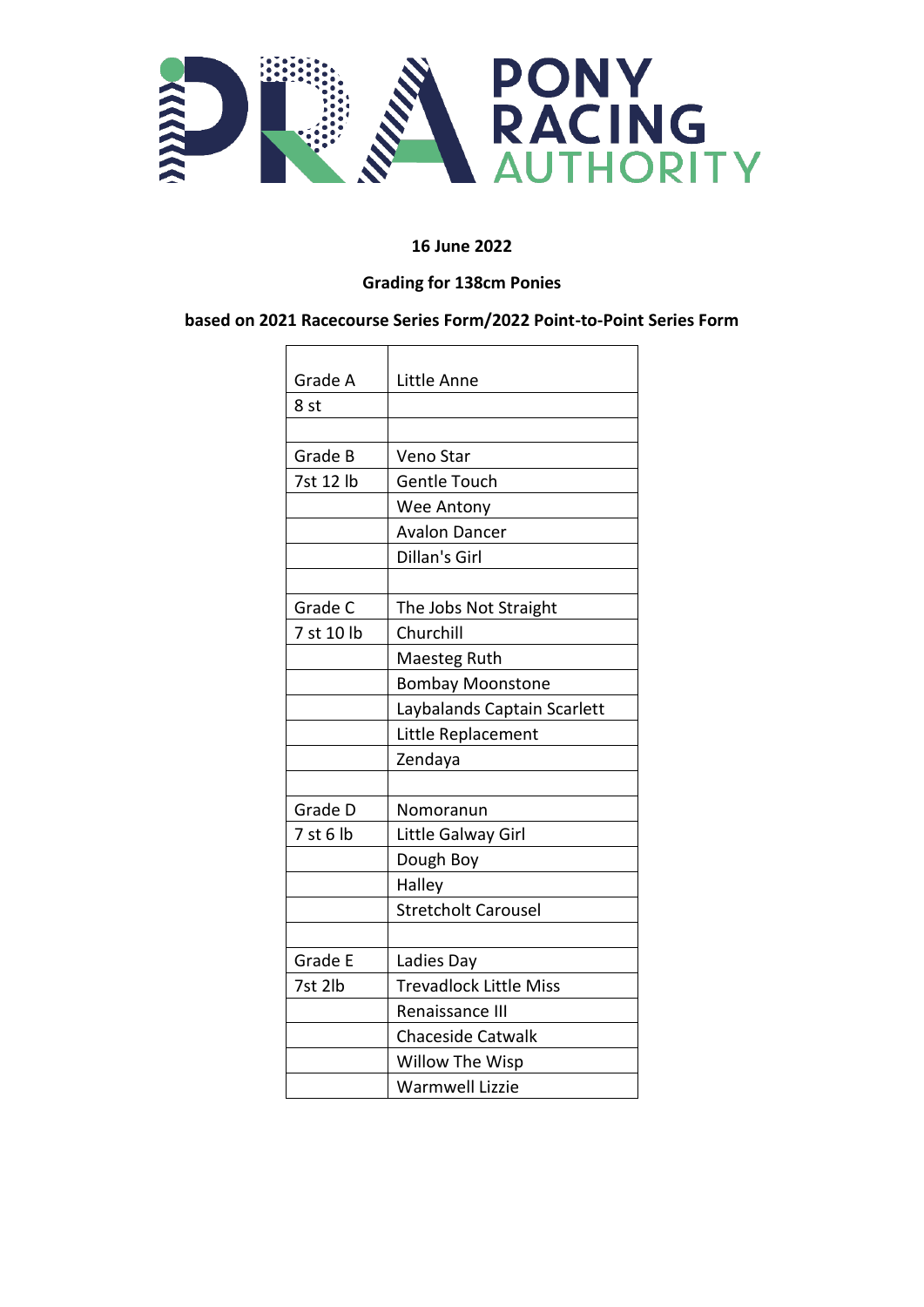PONY RACING AUTHORITY

**16 June 2022**

**Grading for 138cm Ponies**

**based on 2021 Racecourse Series Form/2022 Point-to-Point Series Form**

| | |
|---|---|
| Grade A | Little Anne |
| 8 st | |
| | |
| Grade B | Veno Star |
| 7st 12 lb | Gentle Touch |
| | Wee Antony |
| | Avalon Dancer |
| | Dillan's Girl |
| | |
| Grade C | The Jobs Not Straight |
| 7 st 10 lb | Churchill |
| | Maesteg Ruth |
| | Bombay Moonstone |
| | Laybalands Captain Scarlett |
| | Little Replacement |
| | Zendaya |
| | |
| Grade D | Nomoranun |
| 7 st 6 lb | Little Galway Girl |
| | Dough Boy |
| | Halley |
| | Stretcholt Carousel |
| | |
| Grade E | Ladies Day |
| 7st 2lb | Trevadlock Little Miss |
| | Renaissance III |
| | Chaceside Catwalk |
| | Willow The Wisp |
| | Warmwell Lizzie |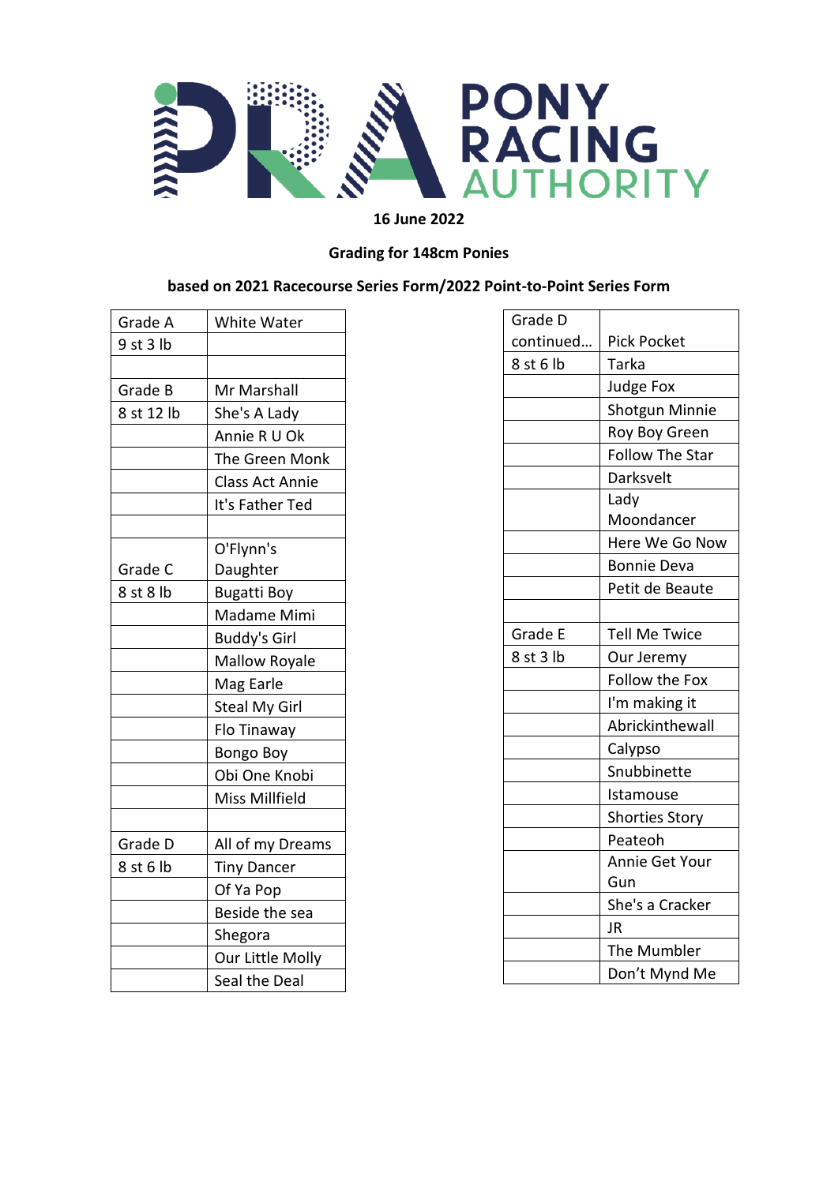PONY RACING AUTHORITY

**16 June 2022**

**Grading for 148cm Ponies**

**based on 2021 Racecourse Series Form/2022 Point-to-Point Series Form**

| | |
|---|---|
| Grade A | White Water |
| 9 st 3 lb | |
| | |
| Grade B | Mr Marshall |
| 8 st 12 lb | She's A Lady |
| | Annie R U Ok |
| | The Green Monk |
| | Class Act Annie |
| | It's Father Ted |
| | |
| Grade C | O'Flynn's Daughter |
| 8 st 8 lb | Bugatti Boy |
| | Madame Mimi |
| | Buddy's Girl |
| | Mallow Royale |
| | Mag Earle |
| | Steal My Girl |
| | Flo Tinaway |
| | Bongo Boy |
| | Obi One Knobi |
| | Miss Millfield |
| | |
| Grade D | All of my Dreams |
| 8 st 6 lb | Tiny Dancer |
| | Of Ya Pop |
| | Beside the sea |
| | Shegora |
| | Our Little Molly |
| | Seal the Deal |

| | |
|---|---|
| Grade D continued… | Pick Pocket |
| 8 st 6 lb | Tarka |
| | Judge Fox |
| | Shotgun Minnie |
| | Roy Boy Green |
| | Follow The Star |
| | Darksvelt |
| | Lady Moondancer |
| | Here We Go Now |
| | Bonnie Deva |
| | Petit de Beaute |
| | |
| Grade E | Tell Me Twice |
| 8 st 3 lb | Our Jeremy |
| | Follow the Fox |
| | I'm making it |
| | Abrickinthewall |
| | Calypso |
| | Snubbinette |
| | Istamouse |
| | Shorties Story |
| | Peateoh |
| | Annie Get Your Gun |
| | She's a Cracker |
| | JR |
| | The Mumbler |
| | Don't Mynd Me |